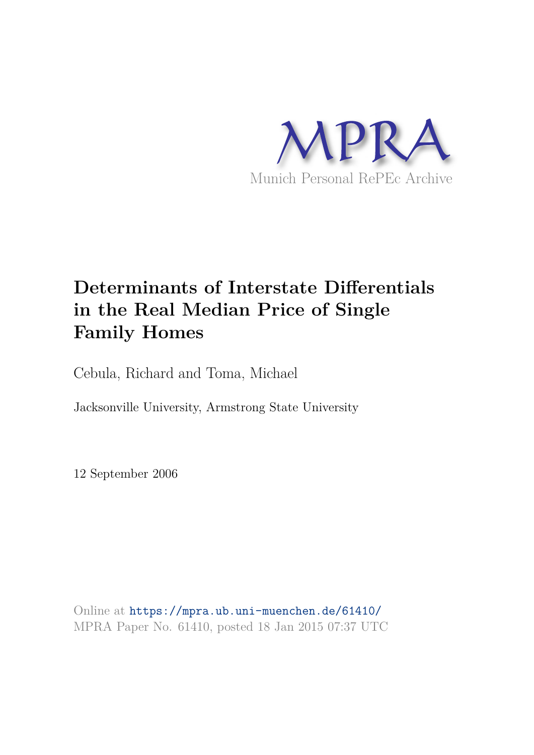Munich Personal RePEc Archive

# Determinants of Interstate Differentials in the Real Median Price of Single Family Homes

Cebula, Richard and Toma, Michael

Jacksonville University, Armstrong State University

12 September 2006

Online at https://mpra.ub.uni-muenchen.de/61410/
MPRA Paper No. 61410, posted 18 Jan 2015 07:37 UTC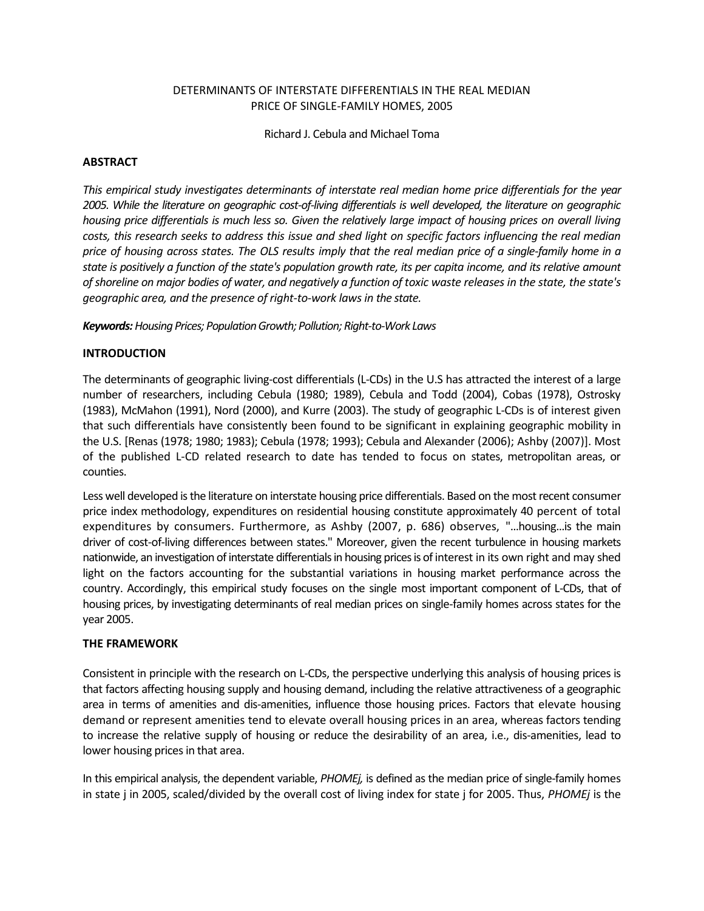DETERMINANTS OF INTERSTATE DIFFERENTIALS IN THE REAL MEDIAN PRICE OF SINGLE-FAMILY HOMES, 2005

Richard J. Cebula and Michael Toma

## ABSTRACT

*This empirical study investigates determinants of interstate real median home price differentials for the year 2005. While the literature on geographic cost-of-living differentials is well developed, the literature on geographic housing price differentials is much less so. Given the relatively large impact of housing prices on overall living costs, this research seeks to address this issue and shed light on specific factors influencing the real median price of housing across states. The OLS results imply that the real median price of a single-family home in a state is positively a function of the state's population growth rate, its per capita income, and its relative amount of shoreline on major bodies of water, and negatively a function of toxic waste releases in the state, the state's geographic area, and the presence of right-to-work laws in the state.*

***Keywords:*** *Housing Prices; Population Growth; Pollution; Right-to-Work Laws*

## INTRODUCTION

The determinants of geographic living-cost differentials (L-CDs) in the U.S has attracted the interest of a large number of researchers, including Cebula (1980; 1989), Cebula and Todd (2004), Cobas (1978), Ostrosky (1983), McMahon (1991), Nord (2000), and Kurre (2003). The study of geographic L-CDs is of interest given that such differentials have consistently been found to be significant in explaining geographic mobility in the U.S. [Renas (1978; 1980; 1983); Cebula (1978; 1993); Cebula and Alexander (2006); Ashby (2007)]. Most of the published L-CD related research to date has tended to focus on states, metropolitan areas, or counties.

Less well developed is the literature on interstate housing price differentials. Based on the most recent consumer price index methodology, expenditures on residential housing constitute approximately 40 percent of total expenditures by consumers. Furthermore, as Ashby (2007, p. 686) observes, "...housing...is the main driver of cost-of-living differences between states." Moreover, given the recent turbulence in housing markets nationwide, an investigation of interstate differentials in housing prices is of interest in its own right and may shed light on the factors accounting for the substantial variations in housing market performance across the country. Accordingly, this empirical study focuses on the single most important component of L-CDs, that of housing prices, by investigating determinants of real median prices on single-family homes across states for the year 2005.

## THE FRAMEWORK

Consistent in principle with the research on L-CDs, the perspective underlying this analysis of housing prices is that factors affecting housing supply and housing demand, including the relative attractiveness of a geographic area in terms of amenities and dis-amenities, influence those housing prices. Factors that elevate housing demand or represent amenities tend to elevate overall housing prices in an area, whereas factors tending to increase the relative supply of housing or reduce the desirability of an area, i.e., dis-amenities, lead to lower housing prices in that area.

In this empirical analysis, the dependent variable, $PHOME_j$, is defined as the median price of single-family homes in state j in 2005, scaled/divided by the overall cost of living index for state j for 2005. Thus, $PHOME_j$ is the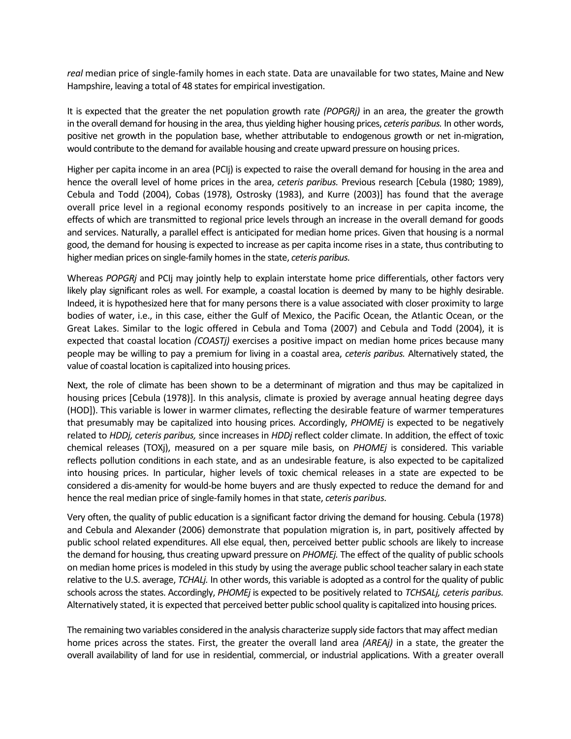*real* median price of single-family homes in each state. Data are unavailable for two states, Maine and New Hampshire, leaving a total of 48 states for empirical investigation.

It is expected that the greater the net population growth rate *(POPGRj)* in an area, the greater the growth in the overall demand for housing in the area, thus yielding higher housing prices, *ceteris paribus.* In other words, positive net growth in the population base, whether attributable to endogenous growth or net in-migration, would contribute to the demand for available housing and create upward pressure on housing prices.

Higher per capita income in an area (PCIj) is expected to raise the overall demand for housing in the area and hence the overall level of home prices in the area, *ceteris paribus.* Previous research [Cebula (1980; 1989), Cebula and Todd (2004), Cobas (1978), Ostrosky (1983), and Kurre (2003)] has found that the average overall price level in a regional economy responds positively to an increase in per capita income, the effects of which are transmitted to regional price levels through an increase in the overall demand for goods and services. Naturally, a parallel effect is anticipated for median home prices. Given that housing is a normal good, the demand for housing is expected to increase as per capita income rises in a state, thus contributing to higher median prices on single-family homes in the state, *ceteris paribus.*

Whereas *POPGRj* and PCIj may jointly help to explain interstate home price differentials, other factors very likely play significant roles as well. For example, a coastal location is deemed by many to be highly desirable. Indeed, it is hypothesized here that for many persons there is a value associated with closer proximity to large bodies of water, i.e., in this case, either the Gulf of Mexico, the Pacific Ocean, the Atlantic Ocean, or the Great Lakes. Similar to the logic offered in Cebula and Toma (2007) and Cebula and Todd (2004), it is expected that coastal location *(COASTj)* exercises a positive impact on median home prices because many people may be willing to pay a premium for living in a coastal area, *ceteris paribus.* Alternatively stated, the value of coastal location is capitalized into housing prices.

Next, the role of climate has been shown to be a determinant of migration and thus may be capitalized in housing prices [Cebula (1978)]. In this analysis, climate is proxied by average annual heating degree days (HDD]). This variable is lower in warmer climates, reflecting the desirable feature of warmer temperatures that presumably may be capitalized into housing prices. Accordingly, *PHOMEj* is expected to be negatively related to *HDDj, ceteris paribus,* since increases in *HDDj* reflect colder climate. In addition, the effect of toxic chemical releases (TOXj), measured on a per square mile basis, on *PHOMEj* is considered. This variable reflects pollution conditions in each state, and as an undesirable feature, is also expected to be capitalized into housing prices. In particular, higher levels of toxic chemical releases in a state are expected to be considered a dis-amenity for would-be home buyers and are thusly expected to reduce the demand for and hence the real median price of single-family homes in that state, *ceteris paribus.*

Very often, the quality of public education is a significant factor driving the demand for housing. Cebula (1978) and Cebula and Alexander (2006) demonstrate that population migration is, in part, positively affected by public school related expenditures. All else equal, then, perceived better public schools are likely to increase the demand for housing, thus creating upward pressure on *PHOMEj.* The effect of the quality of public schools on median home prices is modeled in this study by using the average public school teacher salary in each state relative to the U.S. average, *TCHALj.* In other words, this variable is adopted as a control for the quality of public schools across the states. Accordingly, *PHOMEj* is expected to be positively related to *TCHSALj, ceteris paribus.* Alternatively stated, it is expected that perceived better public school quality is capitalized into housing prices.

The remaining two variables considered in the analysis characterize supply side factors that may affect median home prices across the states. First, the greater the overall land area *(AREAj)* in a state, the greater the overall availability of land for use in residential, commercial, or industrial applications. With a greater overall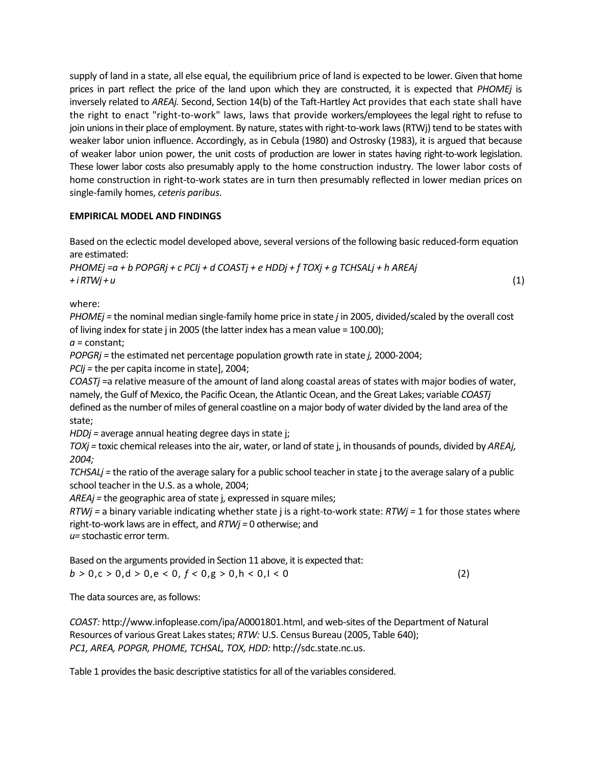supply of land in a state, all else equal, the equilibrium price of land is expected to be lower. Given that home prices in part reflect the price of the land upon which they are constructed, it is expected that *PHOMEj* is inversely related to *AREAj.* Second, Section 14(b) of the Taft-Hartley Act provides that each state shall have the right to enact "right-to-work" laws, laws that provide workers/employees the legal right to refuse to join unions in their place of employment. By nature, states with right-to-work laws (RTWj) tend to be states with weaker labor union influence. Accordingly, as in Cebula (1980) and Ostrosky (1983), it is argued that because of weaker labor union power, the unit costs of production are lower in states having right-to-work legislation. These lower labor costs also presumably apply to the home construction industry. The lower labor costs of home construction in right-to-work states are in turn then presumably reflected in lower median prices on single-family homes, *ceteris paribus.*

**EMPIRICAL MODEL AND FINDINGS**

Based on the eclectic model developed above, several versions of the following basic reduced-form equation are estimated:

$$PHOMEj = a + b\ POPGRj + c\ PCIj + d\ COASTj + e\ HDDj + f\ TOXj + g\ TCHSALj + h\ AREAj + i\ RTWj + u \qquad (1)$$

where:

*PHOMEj* = the nominal median single-family home price in state *j* in 2005, divided/scaled by the overall cost of living index for state j in 2005 (the latter index has a mean value = 100.00);

*a* = constant;

*POPGRj* = the estimated net percentage population growth rate in state *j,* 2000-2004;

*PCIj* = the per capita income in state], 2004;

*COASTj* =a relative measure of the amount of land along coastal areas of states with major bodies of water, namely, the Gulf of Mexico, the Pacific Ocean, the Atlantic Ocean, and the Great Lakes; variable *COASTj* defined as the number of miles of general coastline on a major body of water divided by the land area of the state;

*HDDj* = average annual heating degree days in state j;

*TOXj* = toxic chemical releases into the air, water, or land of state j, in thousands of pounds, divided by *AREAj, 2004;*

*TCHSALj* = the ratio of the average salary for a public school teacher in state j to the average salary of a public school teacher in the U.S. as a whole, 2004;

*AREAj* = the geographic area of state j, expressed in square miles;

*RTWj* = a binary variable indicating whether state j is a right-to-work state: *RTWj* = 1 for those states where right-to-work laws are in effect, and *RTWj* = 0 otherwise; and

*u*= stochastic error term.

Based on the arguments provided in Section 11 above, it is expected that:

$$b > 0, c > 0, d > 0, e < 0, f < 0, g > 0, h < 0, I < 0 \qquad (2)$$

The data sources are, as follows:

*COAST:* http://www.infoplease.com/ipa/A0001801.html, and web-sites of the Department of Natural Resources of various Great Lakes states; *RTW:* U.S. Census Bureau (2005, Table 640); *PC1, AREA, POPGR, PHOME, TCHSAL, TOX, HDD:* http://sdc.state.nc.us.

Table 1 provides the basic descriptive statistics for all of the variables considered.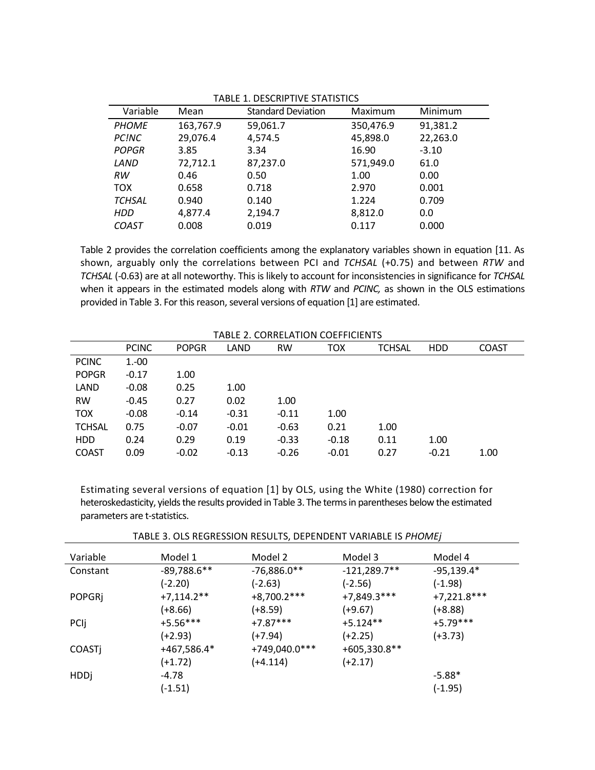TABLE 1. DESCRIPTIVE STATISTICS

| Variable | Mean | Standard Deviation | Maximum | Minimum |
|---|---|---|---|---|
| *PHOME* | 163,767.9 | 59,061.7 | 350,476.9 | 91,381.2 |
| *PC!NC* | 29,076.4 | 4,574.5 | 45,898.0 | 22,263.0 |
| *POPGR* | 3.85 | 3.34 | 16.90 | -3.10 |
| *LAND* | 72,712.1 | 87,237.0 | 571,949.0 | 61.0 |
| *RW* | 0.46 | 0.50 | 1.00 | 0.00 |
| TOX | 0.658 | 0.718 | 2.970 | 0.001 |
| *TCHSAL* | 0.940 | 0.140 | 1.224 | 0.709 |
| *HDD* | 4,877.4 | 2,194.7 | 8,812.0 | 0.0 |
| *COAST* | 0.008 | 0.019 | 0.117 | 0.000 |

Table 2 provides the correlation coefficients among the explanatory variables shown in equation [11. As shown, arguably only the correlations between PCI and *TCHSAL* (+0.75) and between *RTW* and *TCHSAL* (-0.63) are at all noteworthy. This is likely to account for inconsistencies in significance for *TCHSAL* when it appears in the estimated models along with *RTW* and *PCINC,* as shown in the OLS estimations provided in Table 3. For this reason, several versions of equation [1] are estimated.

TABLE 2. CORRELATION COEFFICIENTS

| | PCINC | POPGR | LAND | RW | TOX | TCHSAL | HDD | COAST |
|---|---|---|---|---|---|---|---|---|
| PCINC | 1.-00 | | | | | | | |
| POPGR | -0.17 | 1.00 | | | | | | |
| LAND | -0.08 | 0.25 | 1.00 | | | | | |
| RW | -0.45 | 0.27 | 0.02 | 1.00 | | | | |
| TOX | -0.08 | -0.14 | -0.31 | -0.11 | 1.00 | | | |
| TCHSAL | 0.75 | -0.07 | -0.01 | -0.63 | 0.21 | 1.00 | | |
| HDD | 0.24 | 0.29 | 0.19 | -0.33 | -0.18 | 0.11 | 1.00 | |
| COAST | 0.09 | -0.02 | -0.13 | -0.26 | -0.01 | 0.27 | -0.21 | 1.00 |

Estimating several versions of equation [1] by OLS, using the White (1980) correction for heteroskedasticity, yields the results provided in Table 3. The terms in parentheses below the estimated parameters are t-statistics.

TABLE 3. OLS REGRESSION RESULTS, DEPENDENT VARIABLE IS *PHOMEj*

| Variable | Model 1 | Model 2 | Model 3 | Model 4 |
|---|---|---|---|---|
| Constant | -89,788.6** | -76,886.0** | -121,289.7** | -95,139.4* |
| | (-2.20) | (-2.63) | (-2.56) | (-1.98) |
| POPGRj | +7,114.2** | +8,700.2*** | +7,849.3*** | +7,221.8*** |
| | (+8.66) | (+8.59) | (+9.67) | (+8.88) |
| PCIj | +5.56*** | +7.87*** | +5.124** | +5.79*** |
| | (+2.93) | (+7.94) | (+2.25) | (+3.73) |
| COASTj | +467,586.4* | +749,040.0*** | +605,330.8** | |
| | (+1.72) | (+4.114) | (+2.17) | |
| HDDj | -4.78 | | | -5.88* |
| | (-1.51) | | | (-1.95) |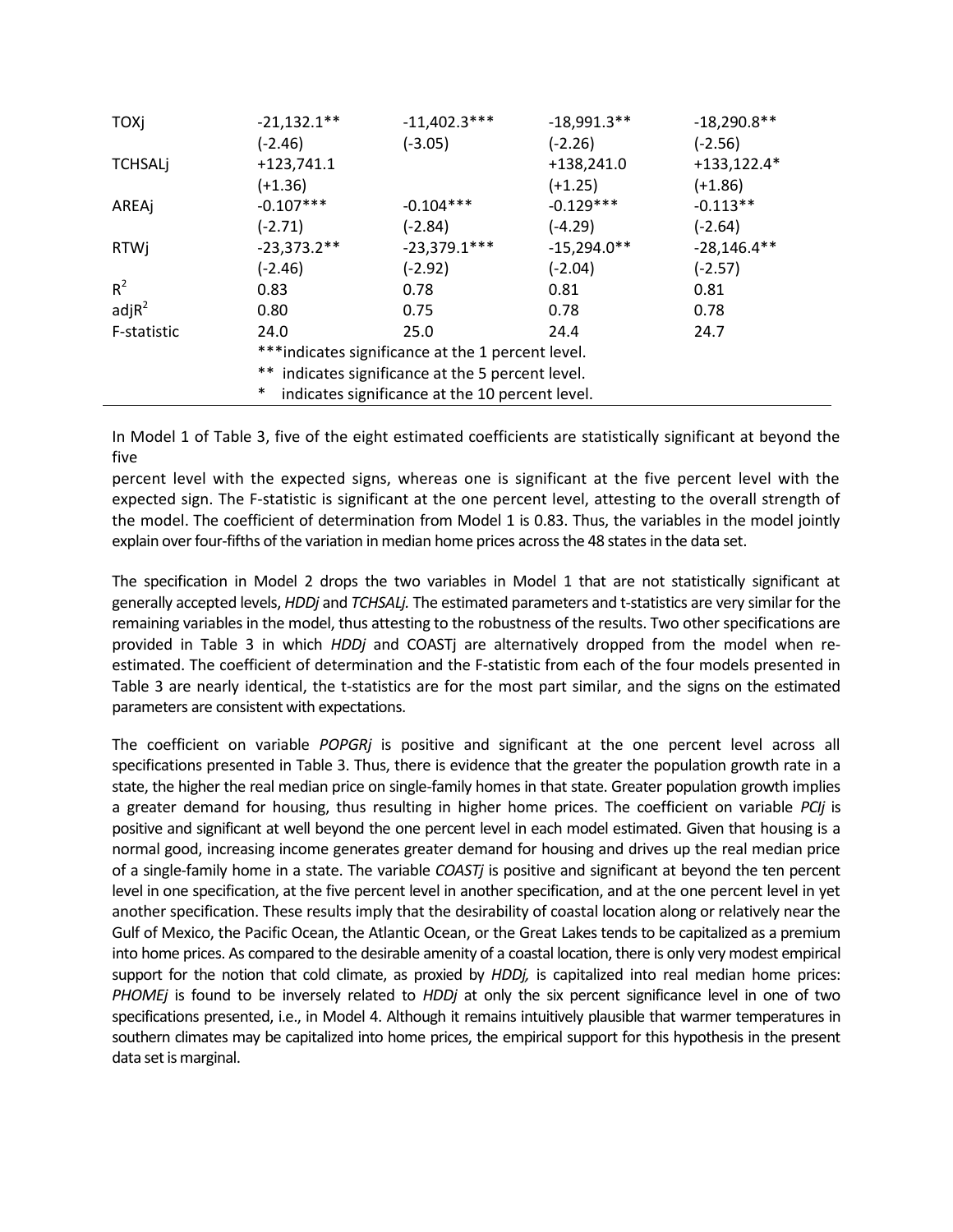| | | | | |
|---|---|---|---|---|
| TOXj | -21,132.1** | -11,402.3*** | -18,991.3** | -18,290.8** |
| | (-2.46) | (-3.05) | (-2.26) | (-2.56) |
| TCHSALj | +123,741.1 | | +138,241.0 | +133,122.4* |
| | (+1.36) | | (+1.25) | (+1.86) |
| AREAj | -0.107*** | -0.104*** | -0.129*** | -0.113** |
| | (-2.71) | (-2.84) | (-4.29) | (-2.64) |
| RTWj | -23,373.2** | -23,379.1*** | -15,294.0** | -28,146.4** |
| | (-2.46) | (-2.92) | (-2.04) | (-2.57) |
| $R^2$ | 0.83 | 0.78 | 0.81 | 0.81 |
| adj$R^2$ | 0.80 | 0.75 | 0.78 | 0.78 |
| F-statistic | 24.0 | 25.0 | 24.4 | 24.7 |

***indicates significance at the 1 percent level.
** indicates significance at the 5 percent level.
* indicates significance at the 10 percent level.

In Model 1 of Table 3, five of the eight estimated coefficients are statistically significant at beyond the five
percent level with the expected signs, whereas one is significant at the five percent level with the expected sign. The F-statistic is significant at the one percent level, attesting to the overall strength of the model. The coefficient of determination from Model 1 is 0.83. Thus, the variables in the model jointly explain over four-fifths of the variation in median home prices across the 48 states in the data set.

The specification in Model 2 drops the two variables in Model 1 that are not statistically significant at generally accepted levels, *HDDj* and *TCHSALj.* The estimated parameters and t-statistics are very similar for the remaining variables in the model, thus attesting to the robustness of the results. Two other specifications are provided in Table 3 in which *HDDj* and COASTj are alternatively dropped from the model when re-estimated. The coefficient of determination and the F-statistic from each of the four models presented in Table 3 are nearly identical, the t-statistics are for the most part similar, and the signs on the estimated parameters are consistent with expectations.

The coefficient on variable *POPGRj* is positive and significant at the one percent level across all specifications presented in Table 3. Thus, there is evidence that the greater the population growth rate in a state, the higher the real median price on single-family homes in that state. Greater population growth implies a greater demand for housing, thus resulting in higher home prices. The coefficient on variable *PCIj* is positive and significant at well beyond the one percent level in each model estimated. Given that housing is a normal good, increasing income generates greater demand for housing and drives up the real median price of a single-family home in a state. The variable *COASTj* is positive and significant at beyond the ten percent level in one specification, at the five percent level in another specification, and at the one percent level in yet another specification. These results imply that the desirability of coastal location along or relatively near the Gulf of Mexico, the Pacific Ocean, the Atlantic Ocean, or the Great Lakes tends to be capitalized as a premium into home prices. As compared to the desirable amenity of a coastal location, there is only very modest empirical support for the notion that cold climate, as proxied by *HDDj,* is capitalized into real median home prices: *PHOMEj* is found to be inversely related to *HDDj* at only the six percent significance level in one of two specifications presented, i.e., in Model 4. Although it remains intuitively plausible that warmer temperatures in southern climates may be capitalized into home prices, the empirical support for this hypothesis in the present data set is marginal.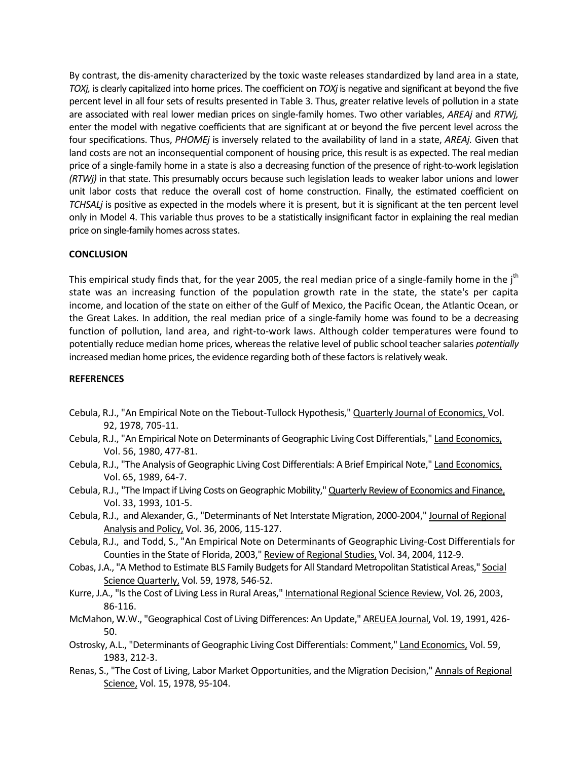By contrast, the dis-amenity characterized by the toxic waste releases standardized by land area in a state, *TOXj,* is clearly capitalized into home prices. The coefficient on *TOXj* is negative and significant at beyond the five percent level in all four sets of results presented in Table 3. Thus, greater relative levels of pollution in a state are associated with real lower median prices on single-family homes. Two other variables, *AREAj* and *RTWj,* enter the model with negative coefficients that are significant at or beyond the five percent level across the four specifications. Thus, *PHOMEj* is inversely related to the availability of land in a state, *AREAj.* Given that land costs are not an inconsequential component of housing price, this result is as expected. The real median price of a single-family home in a state is also a decreasing function of the presence of right-to-work legislation *(RTWj)* in that state. This presumably occurs because such legislation leads to weaker labor unions and lower unit labor costs that reduce the overall cost of home construction. Finally, the estimated coefficient on *TCHSALj* is positive as expected in the models where it is present, but it is significant at the ten percent level only in Model 4. This variable thus proves to be a statistically insignificant factor in explaining the real median price on single-family homes across states.

**CONCLUSION**

This empirical study finds that, for the year 2005, the real median price of a single-family home in the $j^{th}$ state was an increasing function of the population growth rate in the state, the state's per capita income, and location of the state on either of the Gulf of Mexico, the Pacific Ocean, the Atlantic Ocean, or the Great Lakes. In addition, the real median price of a single-family home was found to be a decreasing function of pollution, land area, and right-to-work laws. Although colder temperatures were found to potentially reduce median home prices, whereas the relative level of public school teacher salaries *potentially* increased median home prices, the evidence regarding both of these factors is relatively weak.

**REFERENCES**

Cebula, R.J., "An Empirical Note on the Tiebout-Tullock Hypothesis," Quarterly Journal of Economics, Vol. 92, 1978, 705-11.

Cebula, R.J., "An Empirical Note on Determinants of Geographic Living Cost Differentials," Land Economics, Vol. 56, 1980, 477-81.

Cebula, R.J., "The Analysis of Geographic Living Cost Differentials: A Brief Empirical Note," Land Economics, Vol. 65, 1989, 64-7.

Cebula, R.J., "The Impact if Living Costs on Geographic Mobility," Quarterly Review of Economics and Finance, Vol. 33, 1993, 101-5.

Cebula, R.J., and Alexander, G., "Determinants of Net Interstate Migration, 2000-2004," Journal of Regional Analysis and Policy, Vol. 36, 2006, 115-127.

Cebula, R.J., and Todd, S., "An Empirical Note on Determinants of Geographic Living-Cost Differentials for Counties in the State of Florida, 2003," Review of Regional Studies, Vol. 34, 2004, 112-9.

Cobas, J.A., "A Method to Estimate BLS Family Budgets for All Standard Metropolitan Statistical Areas," Social Science Quarterly, Vol. 59, 1978, 546-52.

Kurre, J.A., "Is the Cost of Living Less in Rural Areas," International Regional Science Review, Vol. 26, 2003, 86-116.

McMahon, W.W., "Geographical Cost of Living Differences: An Update," AREUEA Journal, Vol. 19, 1991, 426-50.

Ostrosky, A.L., "Determinants of Geographic Living Cost Differentials: Comment," Land Economics, Vol. 59, 1983, 212-3.

Renas, S., "The Cost of Living, Labor Market Opportunities, and the Migration Decision," Annals of Regional Science, Vol. 15, 1978, 95-104.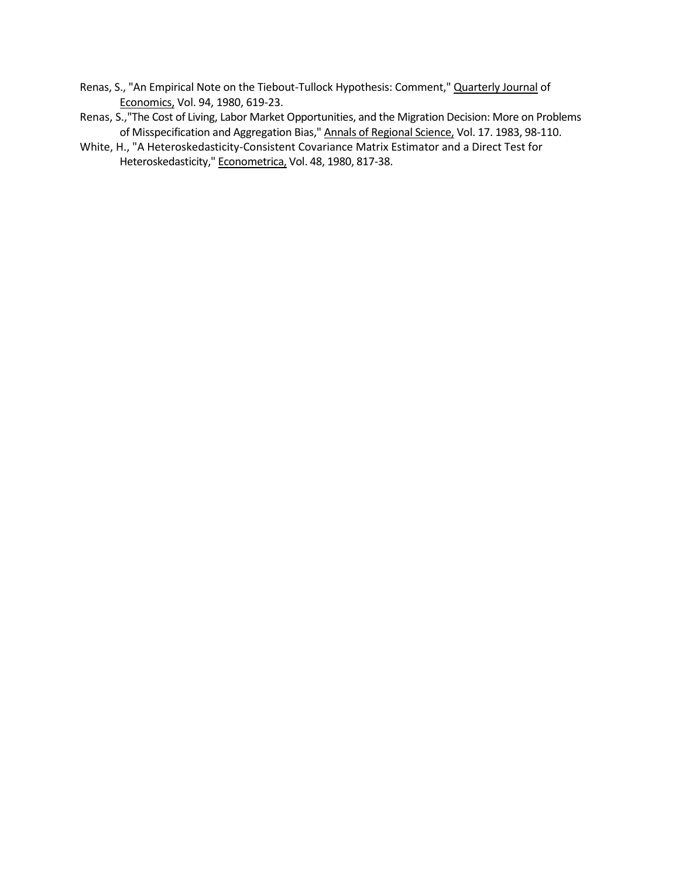Renas, S., "An Empirical Note on the Tiebout-Tullock Hypothesis: Comment," Quarterly Journal of Economics, Vol. 94, 1980, 619-23.

Renas, S.,"The Cost of Living, Labor Market Opportunities, and the Migration Decision: More on Problems of Misspecification and Aggregation Bias," Annals of Regional Science, Vol. 17. 1983, 98-110.

White, H., "A Heteroskedasticity-Consistent Covariance Matrix Estimator and a Direct Test for Heteroskedasticity," Econometrica, Vol. 48, 1980, 817-38.